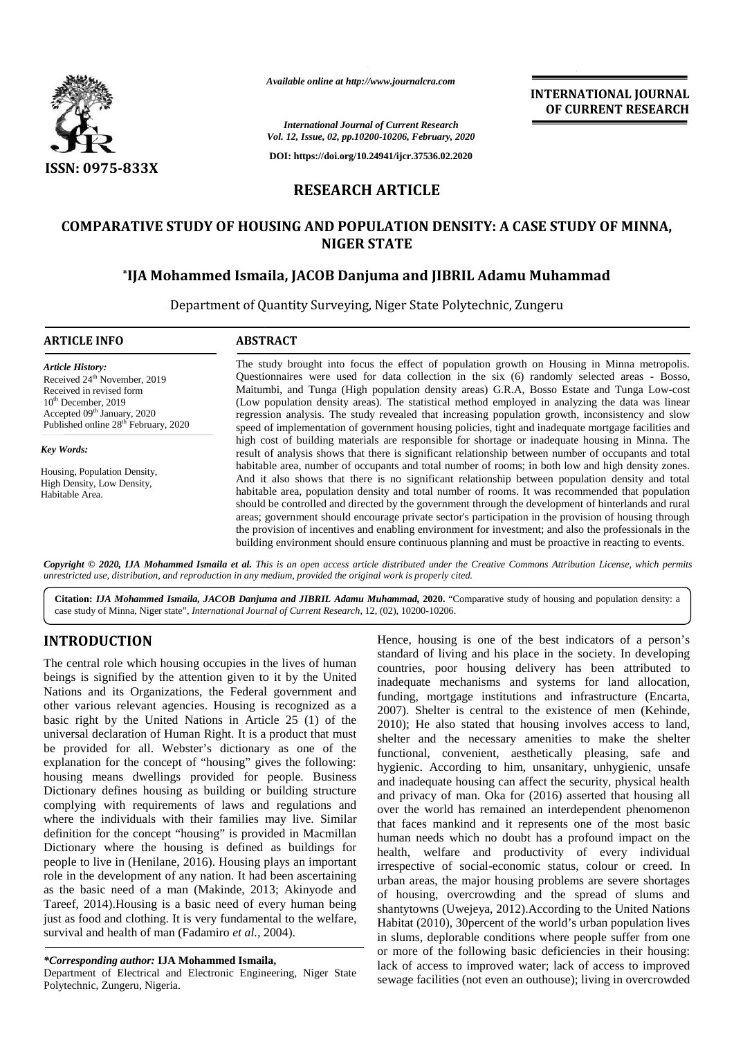Available online at http://www.journalcra.com

International Journal of Current Research
Vol. 12, Issue, 02, pp.10200-10206, February, 2020

DOI: https://doi.org/10.24941/ijcr.37536.02.2020

**INTERNATIONAL JOURNAL OF CURRENT RESEARCH**

ISSN: 0975-833X

**RESEARCH ARTICLE**

# COMPARATIVE STUDY OF HOUSING AND POPULATION DENSITY: A CASE STUDY OF MINNA, NIGER STATE

**\*IJA Mohammed Ismaila, JACOB Danjuma and JIBRIL Adamu Muhammad**

Department of Quantity Surveying, Niger State Polytechnic, Zungeru

**ARTICLE INFO**

*Article History:*
Received 24th November, 2019
Received in revised form
10th December, 2019
Accepted 09th January, 2020
Published online 28th February, 2020

*Key Words:*
Housing, Population Density, High Density, Low Density, Habitable Area.

**ABSTRACT**

The study brought into focus the effect of population growth on Housing in Minna metropolis. Questionnaires were used for data collection in the six (6) randomly selected areas - Bosso, Maitumbi, and Tunga (High population density areas) G.R.A, Bosso Estate and Tunga Low-cost (Low population density areas). The statistical method employed in analyzing the data was linear regression analysis. The study revealed that increasing population growth, inconsistency and slow speed of implementation of government housing policies, tight and inadequate mortgage facilities and high cost of building materials are responsible for shortage or inadequate housing in Minna. The result of analysis shows that there is significant relationship between number of occupants and total habitable area, number of occupants and total number of rooms; in both low and high density zones. And it also shows that there is no significant relationship between population density and total habitable area, population density and total number of rooms. It was recommended that population should be controlled and directed by the government through the development of hinterlands and rural areas; government should encourage private sector's participation in the provision of housing through the provision of incentives and enabling environment for investment; and also the professionals in the building environment should ensure continuous planning and must be proactive in reacting to events.

*Copyright © 2020, IJA Mohammed Ismaila et al. This is an open access article distributed under the Creative Commons Attribution License, which permits unrestricted use, distribution, and reproduction in any medium, provided the original work is properly cited.*

**Citation:** *IJA Mohammed Ismaila, JACOB Danjuma and JIBRIL Adamu Muhammad,* **2020.** "Comparative study of housing and population density: a case study of Minna, Niger state", *International Journal of Current Research,* 12, (02), 10200-10206.

## INTRODUCTION

The central role which housing occupies in the lives of human beings is signified by the attention given to it by the United Nations and its Organizations, the Federal government and other various relevant agencies. Housing is recognized as a basic right by the United Nations in Article 25 (1) of the universal declaration of Human Right. It is a product that must be provided for all. Webster's dictionary as one of the explanation for the concept of "housing" gives the following: housing means dwellings provided for people. Business Dictionary defines housing as building or building structure complying with requirements of laws and regulations and where the individuals with their families may live. Similar definition for the concept "housing" is provided in Macmillan Dictionary where the housing is defined as buildings for people to live in (Henilane, 2016). Housing plays an important role in the development of any nation. It had been ascertaining as the basic need of a man (Makinde, 2013; Akinyode and Tareef, 2014).Housing is a basic need of every human being just as food and clothing. It is very fundamental to the welfare, survival and health of man (Fadamiro *et al.*, 2004).

Hence, housing is one of the best indicators of a person's standard of living and his place in the society. In developing countries, poor housing delivery has been attributed to inadequate mechanisms and systems for land allocation, funding, mortgage institutions and infrastructure (Encarta, 2007). Shelter is central to the existence of men (Kehinde, 2010); He also stated that housing involves access to land, shelter and the necessary amenities to make the shelter functional, convenient, aesthetically pleasing, safe and hygienic. According to him, unsanitary, unhygienic, unsafe and inadequate housing can affect the security, physical health and privacy of man. Oka for (2016) asserted that housing all over the world has remained an interdependent phenomenon that faces mankind and it represents one of the most basic human needs which no doubt has a profound impact on the health, welfare and productivity of every individual irrespective of social-economic status, colour or creed. In urban areas, the major housing problems are severe shortages of housing, overcrowding and the spread of slums and shantytowns (Uwejeya, 2012).According to the United Nations Habitat (2010), 30percent of the world's urban population lives in slums, deplorable conditions where people suffer from one or more of the following basic deficiencies in their housing: lack of access to improved water; lack of access to improved sewage facilities (not even an outhouse); living in overcrowded

***Corresponding author:*** **IJA Mohammed Ismaila,**
Department of Electrical and Electronic Engineering, Niger State Polytechnic, Zungeru, Nigeria.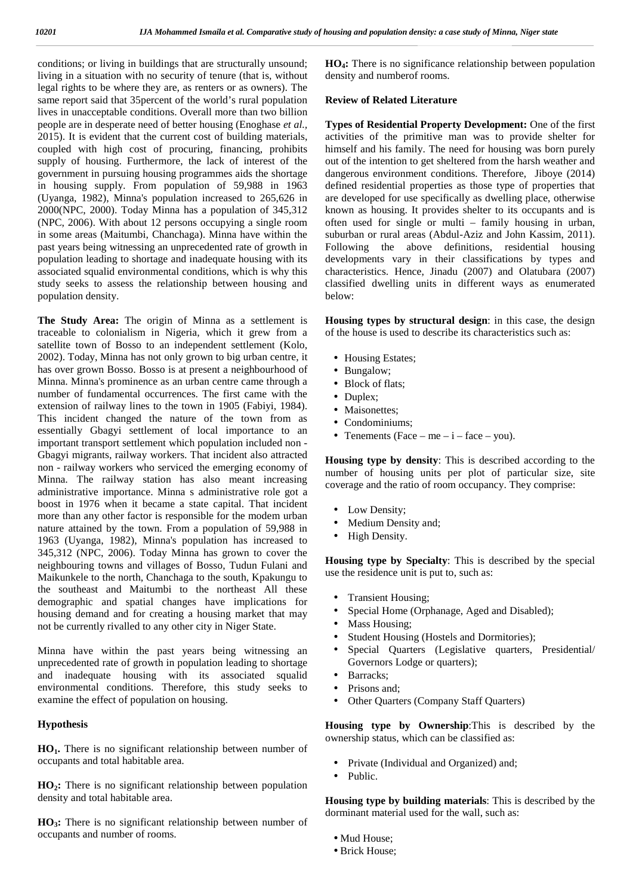conditions; or living in buildings that are structurally unsound; living in a situation with no security of tenure (that is, without legal rights to be where they are, as renters or as owners). The same report said that 35percent of the world's rural population lives in unacceptable conditions. Overall more than two billion people are in desperate need of better housing (Enoghase *et al.,* 2015). It is evident that the current cost of building materials, coupled with high cost of procuring, financing, prohibits supply of housing. Furthermore, the lack of interest of the government in pursuing housing programmes aids the shortage in housing supply. From population of 59,988 in 1963 (Uyanga, 1982), Minna's population increased to 265,626 in 2000(NPC, 2000). Today Minna has a population of 345,312 (NPC, 2006). With about 12 persons occupying a single room in some areas (Maitumbi, Chanchaga). Minna have within the past years being witnessing an unprecedented rate of growth in population leading to shortage and inadequate housing with its associated squalid environmental conditions, which is why this study seeks to assess the relationship between housing and population density.

**The Study Area:** The origin of Minna as a settlement is traceable to colonialism in Nigeria, which it grew from a satellite town of Bosso to an independent settlement (Kolo, 2002). Today, Minna has not only grown to big urban centre, it has over grown Bosso. Bosso is at present a neighbourhood of Minna. Minna's prominence as an urban centre came through a number of fundamental occurrences. The first came with the extension of railway lines to the town in 1905 (Fabiyi, 1984). This incident changed the nature of the town from as essentially Gbagyi settlement of local importance to an important transport settlement which population included non - Gbagyi migrants, railway workers. That incident also attracted non - railway workers who serviced the emerging economy of Minna. The railway station has also meant increasing administrative importance. Minna s administrative role got a boost in 1976 when it became a state capital. That incident more than any other factor is responsible for the modem urban nature attained by the town. From a population of 59,988 in 1963 (Uyanga, 1982), Minna's population has increased to 345,312 (NPC, 2006). Today Minna has grown to cover the neighbouring towns and villages of Bosso, Tudun Fulani and Maikunkele to the north, Chanchaga to the south, Kpakungu to the southeast and Maitumbi to the northeast All these demographic and spatial changes have implications for housing demand and for creating a housing market that may not be currently rivalled to any other city in Niger State.

Minna have within the past years being witnessing an unprecedented rate of growth in population leading to shortage and inadequate housing with its associated squalid environmental conditions. Therefore, this study seeks to examine the effect of population on housing.

### Hypothesis

**$HO_1$.** There is no significant relationship between number of occupants and total habitable area.

**$HO_2$:** There is no significant relationship between population density and total habitable area.

**$HO_3$:** There is no significant relationship between number of occupants and number of rooms.

**$HO_4$:** There is no significance relationship between population density and numberof rooms.

### Review of Related Literature

**Types of Residential Property Development:** One of the first activities of the primitive man was to provide shelter for himself and his family. The need for housing was born purely out of the intention to get sheltered from the harsh weather and dangerous environment conditions. Therefore, Jiboye (2014) defined residential properties as those type of properties that are developed for use specifically as dwelling place, otherwise known as housing. It provides shelter to its occupants and is often used for single or multi – family housing in urban, suburban or rural areas (Abdul-Aziz and John Kassim, 2011). Following the above definitions, residential housing developments vary in their classifications by types and characteristics. Hence, Jinadu (2007) and Olatubara (2007) classified dwelling units in different ways as enumerated below:

**Housing types by structural design**: in this case, the design of the house is used to describe its characteristics such as:

- Housing Estates;
- Bungalow;
- Block of flats;
- Duplex;
- Maisonettes;
- Condominiums;
- Tenements (Face – me – i – face – you).

**Housing type by density**: This is described according to the number of housing units per plot of particular size, site coverage and the ratio of room occupancy. They comprise:

- Low Density;
- Medium Density and;
- High Density.

**Housing type by Specialty**: This is described by the special use the residence unit is put to, such as:

- Transient Housing;
- Special Home (Orphanage, Aged and Disabled);
- Mass Housing;
- Student Housing (Hostels and Dormitories);
- Special Quarters (Legislative quarters, Presidential/ Governors Lodge or quarters);
- Barracks;
- Prisons and;
- Other Quarters (Company Staff Quarters)

**Housing type by Ownership**:This is described by the ownership status, which can be classified as:

- Private (Individual and Organized) and;
- Public.

**Housing type by building materials**: This is described by the dorminant material used for the wall, such as:

- Mud House;
- Brick House;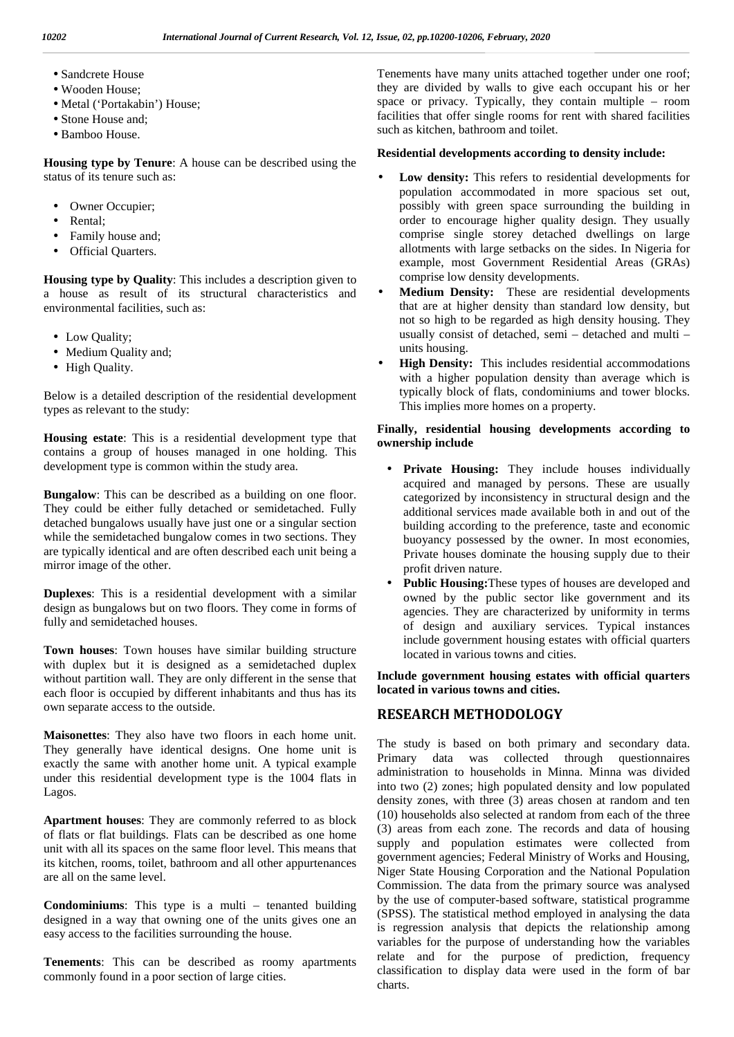- Sandcrete House
- Wooden House;
- Metal ('Portakabin') House;
- Stone House and;
- Bamboo House.

**Housing type by Tenure**: A house can be described using the status of its tenure such as:

- Owner Occupier;
- Rental;
- Family house and;
- Official Quarters.

**Housing type by Quality**: This includes a description given to a house as result of its structural characteristics and environmental facilities, such as:

- Low Quality;
- Medium Quality and;
- High Quality.

Below is a detailed description of the residential development types as relevant to the study:

**Housing estate**: This is a residential development type that contains a group of houses managed in one holding. This development type is common within the study area.

**Bungalow**: This can be described as a building on one floor. They could be either fully detached or semidetached. Fully detached bungalows usually have just one or a singular section while the semidetached bungalow comes in two sections. They are typically identical and are often described each unit being a mirror image of the other.

**Duplexes**: This is a residential development with a similar design as bungalows but on two floors. They come in forms of fully and semidetached houses.

**Town houses**: Town houses have similar building structure with duplex but it is designed as a semidetached duplex without partition wall. They are only different in the sense that each floor is occupied by different inhabitants and thus has its own separate access to the outside.

**Maisonettes**: They also have two floors in each home unit. They generally have identical designs. One home unit is exactly the same with another home unit. A typical example under this residential development type is the 1004 flats in Lagos.

**Apartment houses**: They are commonly referred to as block of flats or flat buildings. Flats can be described as one home unit with all its spaces on the same floor level. This means that its kitchen, rooms, toilet, bathroom and all other appurtenances are all on the same level.

**Condominiums**: This type is a multi – tenanted building designed in a way that owning one of the units gives one an easy access to the facilities surrounding the house.

**Tenements**: This can be described as roomy apartments commonly found in a poor section of large cities.

Tenements have many units attached together under one roof; they are divided by walls to give each occupant his or her space or privacy. Typically, they contain multiple – room facilities that offer single rooms for rent with shared facilities such as kitchen, bathroom and toilet.

**Residential developments according to density include:**

- **Low density:** This refers to residential developments for population accommodated in more spacious set out, possibly with green space surrounding the building in order to encourage higher quality design. They usually comprise single storey detached dwellings on large allotments with large setbacks on the sides. In Nigeria for example, most Government Residential Areas (GRAs) comprise low density developments.
- **Medium Density:** These are residential developments that are at higher density than standard low density, but not so high to be regarded as high density housing. They usually consist of detached, semi – detached and multi – units housing.
- **High Density:** This includes residential accommodations with a higher population density than average which is typically block of flats, condominiums and tower blocks. This implies more homes on a property.

**Finally, residential housing developments according to ownership include**

- **Private Housing:** They include houses individually acquired and managed by persons. These are usually categorized by inconsistency in structural design and the additional services made available both in and out of the building according to the preference, taste and economic buoyancy possessed by the owner. In most economies, Private houses dominate the housing supply due to their profit driven nature.
- **Public Housing:** These types of houses are developed and owned by the public sector like government and its agencies. They are characterized by uniformity in terms of design and auxiliary services. Typical instances include government housing estates with official quarters located in various towns and cities.

**Include government housing estates with official quarters located in various towns and cities.**

## RESEARCH METHODOLOGY

The study is based on both primary and secondary data. Primary data was collected through questionnaires administration to households in Minna. Minna was divided into two (2) zones; high populated density and low populated density zones, with three (3) areas chosen at random and ten (10) households also selected at random from each of the three (3) areas from each zone. The records and data of housing supply and population estimates were collected from government agencies; Federal Ministry of Works and Housing, Niger State Housing Corporation and the National Population Commission. The data from the primary source was analysed by the use of computer-based software, statistical programme (SPSS). The statistical method employed in analysing the data is regression analysis that depicts the relationship among variables for the purpose of understanding how the variables relate and for the purpose of prediction, frequency classification to display data were used in the form of bar charts.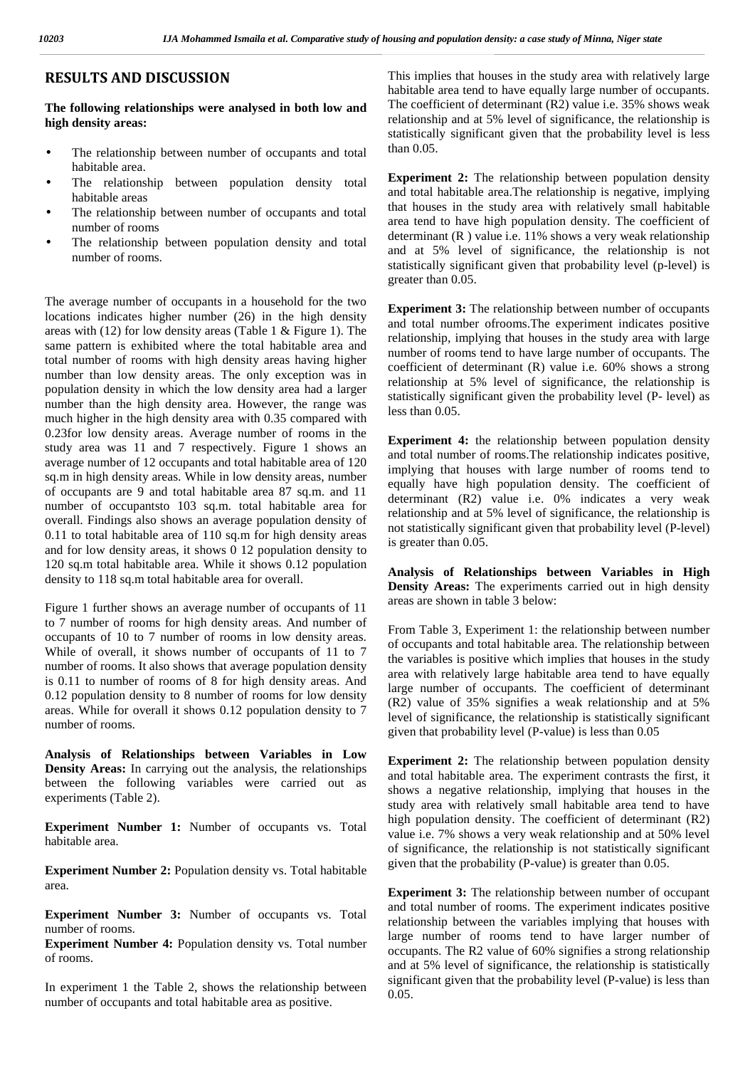## RESULTS AND DISCUSSION

**The following relationships were analysed in both low and high density areas:**

- The relationship between number of occupants and total habitable area.
- The relationship between population density total habitable areas
- The relationship between number of occupants and total number of rooms
- The relationship between population density and total number of rooms.

The average number of occupants in a household for the two locations indicates higher number (26) in the high density areas with (12) for low density areas (Table 1 & Figure 1). The same pattern is exhibited where the total habitable area and total number of rooms with high density areas having higher number than low density areas. The only exception was in population density in which the low density area had a larger number than the high density area. However, the range was much higher in the high density area with 0.35 compared with 0.23for low density areas. Average number of rooms in the study area was 11 and 7 respectively. Figure 1 shows an average number of 12 occupants and total habitable area of 120 sq.m in high density areas. While in low density areas, number of occupants are 9 and total habitable area 87 sq.m. and 11 number of occupantsto 103 sq.m. total habitable area for overall. Findings also shows an average population density of 0.11 to total habitable area of 110 sq.m for high density areas and for low density areas, it shows 0 12 population density to 120 sq.m total habitable area. While it shows 0.12 population density to 118 sq.m total habitable area for overall.

Figure 1 further shows an average number of occupants of 11 to 7 number of rooms for high density areas. And number of occupants of 10 to 7 number of rooms in low density areas. While of overall, it shows number of occupants of 11 to 7 number of rooms. It also shows that average population density is 0.11 to number of rooms of 8 for high density areas. And 0.12 population density to 8 number of rooms for low density areas. While for overall it shows 0.12 population density to 7 number of rooms.

**Analysis of Relationships between Variables in Low Density Areas:** In carrying out the analysis, the relationships between the following variables were carried out as experiments (Table 2).

**Experiment Number 1:** Number of occupants vs. Total habitable area.

**Experiment Number 2:** Population density vs. Total habitable area.

**Experiment Number 3:** Number of occupants vs. Total number of rooms.

**Experiment Number 4:** Population density vs. Total number of rooms.

In experiment 1 the Table 2, shows the relationship between number of occupantsand total habitable area as positive. This implies that houses in the study area with relatively large habitable area tend to have equally large number of occupants. The coefficient of determinant (R2) value i.e. 35% shows weak relationship and at 5% level of significance, the relationship is statistically significant given that the probability level is less than 0.05.

**Experiment 2:** The relationship between population density and total habitable area.The relationship is negative, implying that houses in the study area with relatively small habitable area tend to have high population density. The coefficient of determinant (R ) value i.e. 11% shows a very weak relationship and at 5% level of significance, the relationship is not statistically significant given that probability level (p-level) is greater than 0.05.

**Experiment 3:** The relationship between number of occupants and total number ofrooms.The experiment indicates positive relationship, implying that houses in the study area with large number of rooms tend to have large number of occupants. The coefficient of determinant (R) value i.e. 60% shows a strong relationship at 5% level of significance, the relationship is statistically significant given the probability level (P- level) as less than 0.05.

**Experiment 4:** the relationship between population density and total number of rooms.The relationship indicates positive, implying that houses with large number of rooms tend to equally have high population density. The coefficient of determinant (R2) value i.e. 0% indicates a very weak relationship and at 5% level of significance, the relationship is not statistically significant given that probability level (P-level) is greater than 0.05.

**Analysis of Relationships between Variables in High Density Areas:** The experiments carried out in high density areas are shown in table 3 below:

From Table 3, Experiment 1: the relationship between number of occupants and total habitable area. The relationship between the variables is positive which implies that houses in the study area with relatively large habitable area tend to have equally large number of occupants. The coefficient of determinant (R2) value of 35% signifies a weak relationship and at 5% level of significance, the relationship is statistically significant given that probability level (P-value) is less than 0.05

**Experiment 2:** The relationship between population density and total habitable area. The experiment contrasts the first, it shows a negative relationship, implying that houses in the study area with relatively small habitable area tend to have high population density. The coefficient of determinant (R2) value i.e. 7% shows a very weak relationship and at 50% level of significance, the relationship is not statistically significant given that the probability (P-value) is greater than 0.05.

**Experiment 3:** The relationship between number of occupant and total number of rooms. The experiment indicates positive relationship between the variables implying that houses with large number of rooms tend to have larger number of occupants. The R2 value of 60% signifies a strong relationship and at 5% level of significance, the relationship is statistically significant given that the probability level (P-value) is less than 0.05.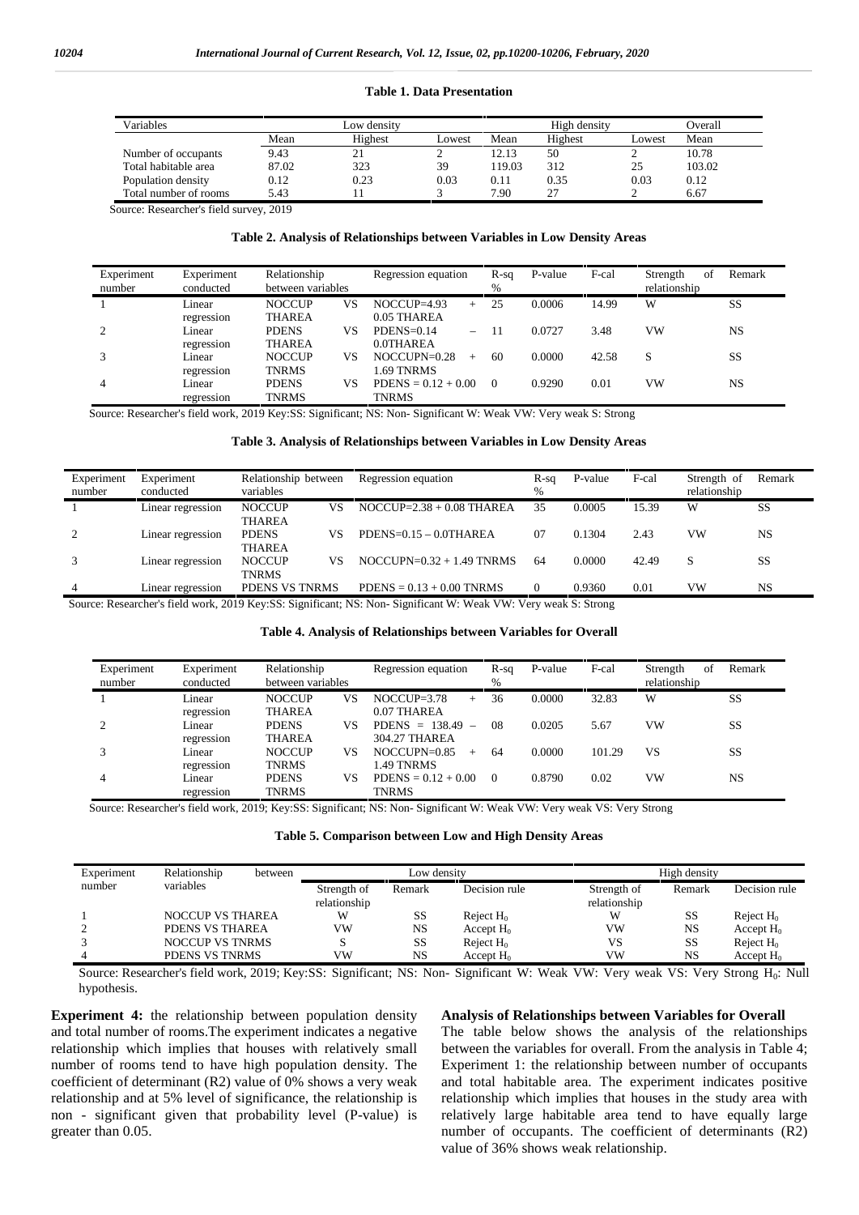**Table 1. Data Presentation**

| Variables | Low density | | | High density | | | Overall |
|---|---|---|---|---|---|---|---|
| | Mean | Highest | Lowest | Mean | Highest | Lowest | Mean |
| Number of occupants | 9.43 | 21 | 2 | 12.13 | 50 | 2 | 10.78 |
| Total habitable area | 87.02 | 323 | 39 | 119.03 | 312 | 25 | 103.02 |
| Population density | 0.12 | 0.23 | 0.03 | 0.11 | 0.35 | 0.03 | 0.12 |
| Total number of rooms | 5.43 | 11 | 3 | 7.90 | 27 | 2 | 6.67 |

Source: Researcher's field survey, 2019

**Table 2. Analysis of Relationships between Variables in Low Density Areas**

| Experiment number | Experiment conducted | Relationship between variables | Regression equation | R-sq % | P-value | F-cal | Strength of relationship | Remark |
|---|---|---|---|---|---|---|---|---|
| 1 | Linear regression | NOCCUP VS THAREA | NOCCUP=4.93 + 0.05 THAREA | 25 | 0.0006 | 14.99 | W | SS |
| 2 | Linear regression | PDENS VS THAREA | PDENS=0.14 – 0.0THAREA | 11 | 0.0727 | 3.48 | VW | NS |
| 3 | Linear regression | NOCCUP VS TNRMS | NOCCUPN=0.28 + 1.69 TNRMS | 60 | 0.0000 | 42.58 | S | SS |
| 4 | Linear regression | PDENS VS TNRMS | PDENS = 0.12 + 0.00 TNRMS | 0 | 0.9290 | 0.01 | VW | NS |

Source: Researcher's field work, 2019 Key:SS: Significant; NS: Non- Significant W: Weak VW: Very weak S: Strong

**Table 3. Analysis of Relationships between Variables in Low Density Areas**

| Experiment number | Experiment conducted | Relationship between variables | Regression equation | R-sq % | P-value | F-cal | Strength of relationship | Remark |
|---|---|---|---|---|---|---|---|---|
| 1 | Linear regression | NOCCUP VS THAREA | NOCCUP=2.38 + 0.08 THAREA | 35 | 0.0005 | 15.39 | W | SS |
| 2 | Linear regression | PDENS VS THAREA | PDENS=0.15 – 0.0THAREA | 07 | 0.1304 | 2.43 | VW | NS |
| 3 | Linear regression | NOCCUP VS TNRMS | NOCCUPN=0.32 + 1.49 TNRMS | 64 | 0.0000 | 42.49 | S | SS |
| 4 | Linear regression | PDENS VS TNRMS | PDENS = 0.13 + 0.00 TNRMS | 0 | 0.9360 | 0.01 | VW | NS |

Source: Researcher's field work, 2019 Key:SS: Significant; NS: Non- Significant W: Weak VW: Very weak S: Strong

**Table 4. Analysis of Relationships between Variables for Overall**

| Experiment number | Experiment conducted | Relationship between variables | Regression equation | R-sq % | P-value | F-cal | Strength of relationship | Remark |
|---|---|---|---|---|---|---|---|---|
| 1 | Linear regression | NOCCUP VS THAREA | NOCCUP=3.78 + 0.07 THAREA | 36 | 0.0000 | 32.83 | W | SS |
| 2 | Linear regression | PDENS VS THAREA | PDENS = 138.49 – 304.27 THAREA | 08 | 0.0205 | 5.67 | VW | SS |
| 3 | Linear regression | NOCCUP VS TNRMS | NOCCUPN=0.85 + 1.49 TNRMS | 64 | 0.0000 | 101.29 | VS | SS |
| 4 | Linear regression | PDENS VS TNRMS | PDENS = 0.12 + 0.00 TNRMS | 0 | 0.8790 | 0.02 | VW | NS |

Source: Researcher's field work, 2019; Key:SS: Significant; NS: Non- Significant W: Weak VW: Very weak VS: Very Strong

**Table 5. Comparison between Low and High Density Areas**

| Experiment number | Relationship between variables | Low density | | | High density | | |
|---|---|---|---|---|---|---|---|
| | | Strength of relationship | Remark | Decision rule | Strength of relationship | Remark | Decision rule |
| 1 | NOCCUP VS THAREA | W | SS | Reject $H_0$ | W | SS | Reject $H_0$ |
| 2 | PDENS VS THAREA | VW | NS | Accept $H_0$ | VW | NS | Accept $H_0$ |
| 3 | NOCCUP VS TNRMS | S | SS | Reject $H_0$ | VS | SS | Reject $H_0$ |
| 4 | PDENS VS TNRMS | VW | NS | Accept $H_0$ | VW | NS | Accept $H_0$ |

Source: Researcher's field work, 2019; Key:SS: Significant; NS: Non- Significant W: Weak VW: Very weak VS: Very Strong $H_0$: Null hypothesis.

**Experiment 4:** the relationship between population density and total number of rooms.The experiment indicates a negative relationship which implies that houses with relatively small number of rooms tend to have high population density. The coefficient of determinant (R2) value of 0% shows a very weak relationship and at 5% level of significance, the relationship is non - significant given that probability level (P-value) is greater than 0.05.

### Analysis of Relationships between Variables for Overall

The table below shows the analysis of the relationships between the variables for overall. From the analysis in Table 4; Experiment 1: the relationship between number of occupants and total habitable area. The experiment indicates positive relationship which implies that houses in the study area with relatively large habitable area tend to have equally large number of occupants. The coefficient of determinants (R2) value of 36% shows weak relationship.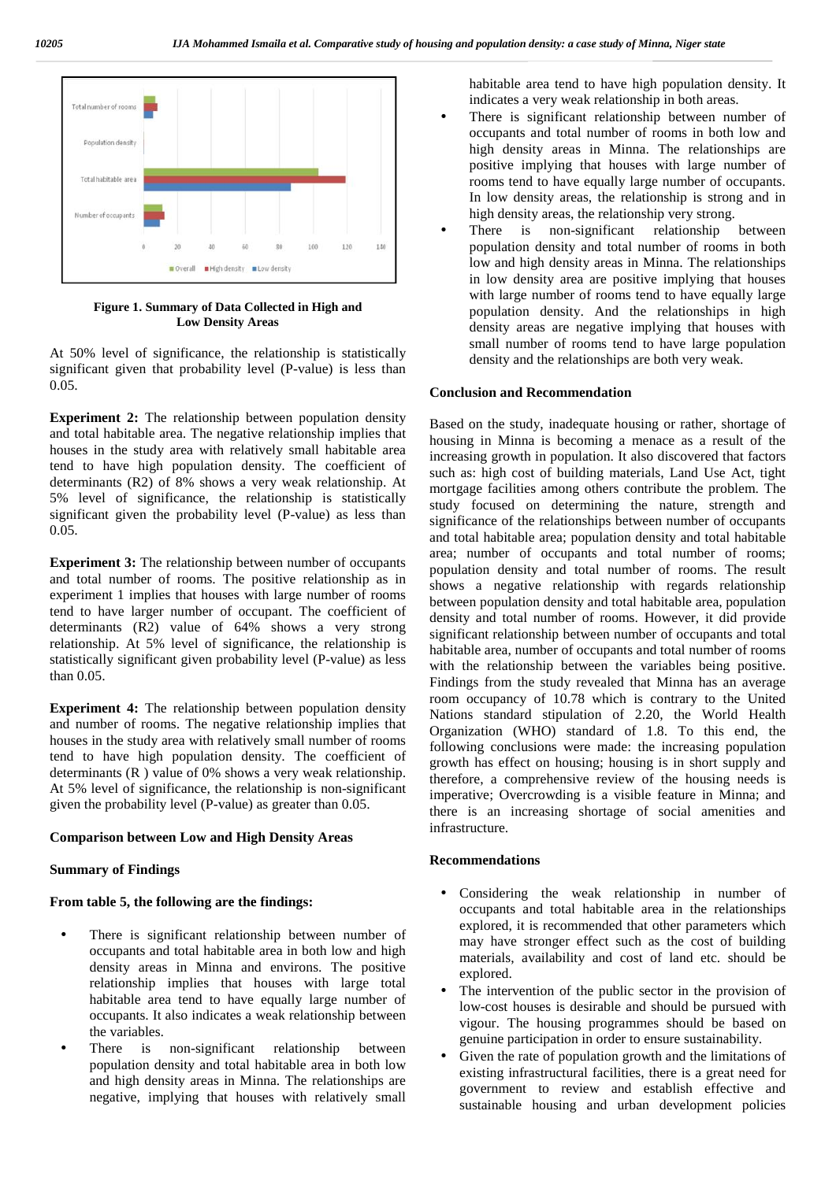**Figure 1. Summary of Data Collected in High and Low Density Areas**

At 50% level of significance, the relationship is statistically significant given that probability level (P-value) is less than 0.05.

**Experiment 2:** The relationship between population density and total habitable area. The negative relationship implies that houses in the study area with relatively small habitable area tend to have high population density. The coefficient of determinants (R2) of 8% shows a very weak relationship. At 5% level of significance, the relationship is statistically significant given the probability level (P-value) as less than 0.05.

**Experiment 3:** The relationship between number of occupants and total number of rooms. The positive relationship as in experiment 1 implies that houses with large number of rooms tend to have larger number of occupant. The coefficient of determinants (R2) value of 64% shows a very strong relationship. At 5% level of significance, the relationship is statistically significant given probability level (P-value) as less than 0.05.

**Experiment 4:** The relationship between population density and number of rooms. The negative relationship implies that houses in the study area with relatively small number of rooms tend to have high population density. The coefficient of determinants (R ) value of 0% shows a very weak relationship. At 5% level of significance, the relationship is non-significant given the probability level (P-value) as greater than 0.05.

**Comparison between Low and High Density Areas**

**Summary of Findings**

**From table 5, the following are the findings:**

- There is significant relationship between number of occupants and total habitable area in both low and high density areas in Minna and environs. The positive relationship implies that houses with large total habitable area tend to have equally large number of occupants. It also indicates a weak relationship between the variables.
- There is non-significant relationship between population density and total habitable area in both low and high density areas in Minna. The relationships are negative, implying that houses with relatively small habitable area tend to have high population density. It indicates a very weak relationship in both areas.
- There is significant relationship between number of occupants and total number of rooms in both low and high density areas in Minna. The relationships are positive implying that houses with large number of rooms tend to have equally large number of occupants. In low density areas, the relationship is strong and in high density areas, the relationship very strong.
- There is non-significant relationship between population density and total number of rooms in both low and high density areas in Minna. The relationships in low density area are positive implying that houses with large number of rooms tend to have equally large population density. And the relationships in high density areas are negative implying that houses with small number of rooms tend to have large population density and the relationships are both very weak.

**Conclusion and Recommendation**

Based on the study, inadequate housing or rather, shortage of housing in Minna is becoming a menace as a result of the increasing growth in population. It also discovered that factors such as: high cost of building materials, Land Use Act, tight mortgage facilities among others contribute the problem. The study focused on determining the nature, strength and significance of the relationships between number of occupants and total habitable area; population density and total habitable area; number of occupants and total number of rooms; population density and total number of rooms. The result shows a negative relationship with regards relationship between population density and total habitable area, population density and total number of rooms. However, it did provide significant relationship between number of occupants and total habitable area, number of occupants and total number of rooms with the relationship between the variables being positive. Findings from the study revealed that Minna has an average room occupancy of 10.78 which is contrary to the United Nations standard stipulation of 2.20, the World Health Organization (WHO) standard of 1.8. To this end, the following conclusions were made: the increasing population growth has effect on housing; housing is in short supply and therefore, a comprehensive review of the housing needs is imperative; Overcrowding is a visible feature in Minna; and there is an increasing shortage of social amenities and infrastructure.

**Recommendations**

- Considering the weak relationship in number of occupants and total habitable area in the relationships explored, it is recommended that other parameters which may have stronger effect such as the cost of building materials, availability and cost of land etc. should be explored.
- The intervention of the public sector in the provision of low-cost houses is desirable and should be pursued with vigour. The housing programmes should be based on genuine participation in order to ensure sustainability.
- Given the rate of population growth and the limitations of existing infrastructural facilities, there is a great need for government to review and establish effective and sustainable housing and urban development policies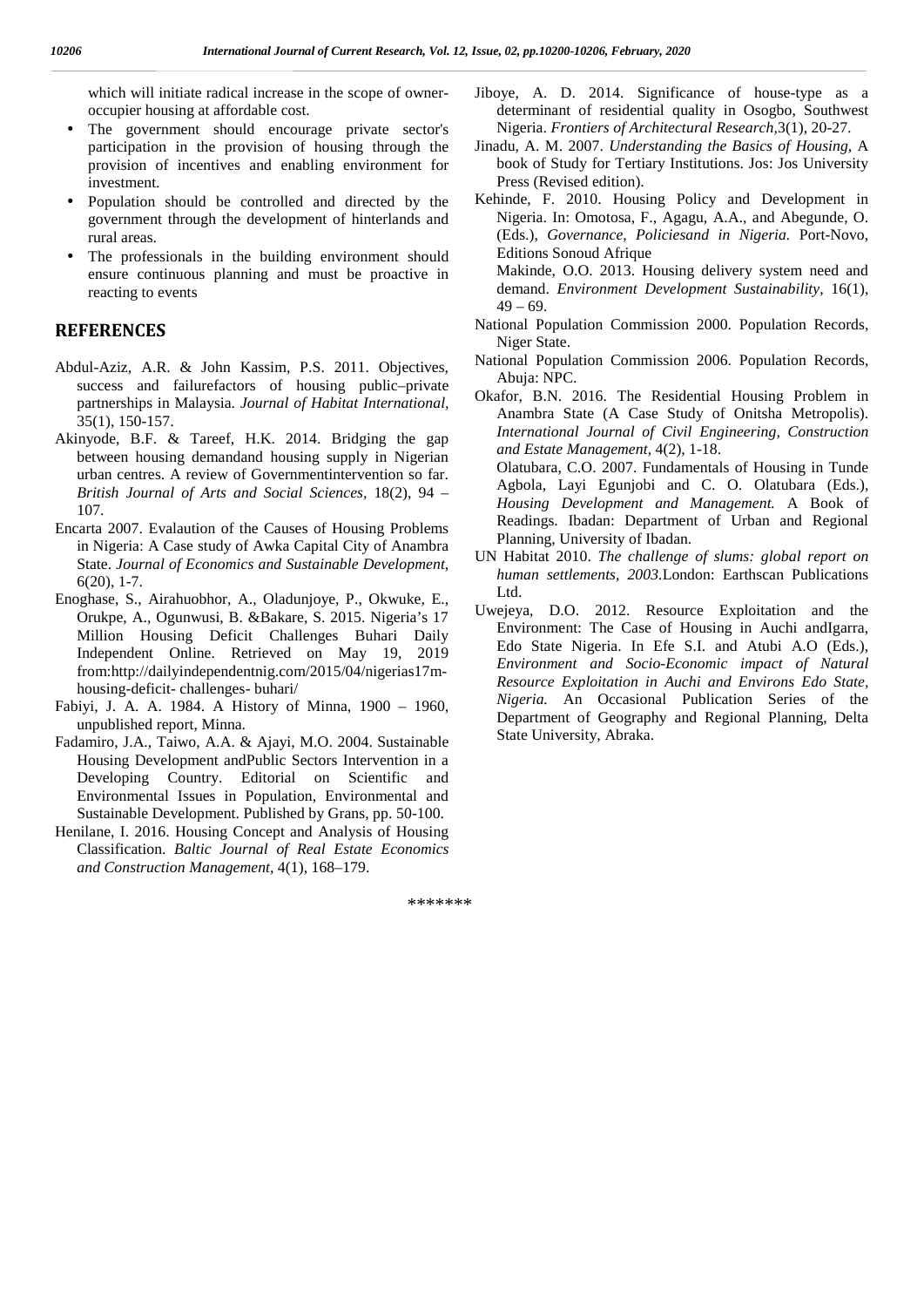which will initiate radical increase in the scope of owner-occupier housing at affordable cost.

- The government should encourage private sector's participation in the provision of housing through the provision of incentives and enabling environment for investment.
- Population should be controlled and directed by the government through the development of hinterlands and rural areas.
- The professionals in the building environment should ensure continuous planning and must be proactive in reacting to events

## REFERENCES

Abdul-Aziz, A.R. & John Kassim, P.S. 2011. Objectives, success and failurefactors of housing public–private partnerships in Malaysia. *Journal of Habitat International,* 35(1), 150-157.

Akinyode, B.F. & Tareef, H.K. 2014. Bridging the gap between housing demandand housing supply in Nigerian urban centres. A review of Governmentintervention so far. *British Journal of Arts and Social Sciences,* 18(2), 94 – 107.

Encarta 2007. Evalaution of the Causes of Housing Problems in Nigeria: A Case study of Awka Capital City of Anambra State. *Journal of Economics and Sustainable Development,* 6(20), 1-7.

Enoghase, S., Airahuobhor, A., Oladunjoye, P., Okwuke, E., Orukpe, A., Ogunwusi, B. &Bakare, S. 2015. Nigeria's 17 Million Housing Deficit Challenges Buhari Daily Independent Online. Retrieved on May 19, 2019 from:http://dailyindependentnig.com/2015/04/nigerias17m-housing-deficit- challenges- buhari/

Fabiyi, J. A. A. 1984. A History of Minna, 1900 – 1960, unpublished report, Minna.

Fadamiro, J.A., Taiwo, A.A. & Ajayi, M.O. 2004. Sustainable Housing Development andPublic Sectors Intervention in a Developing Country. Editorial on Scientific and Environmental Issues in Population, Environmental and Sustainable Development. Published by Grans, pp. 50-100.

Henilane, I. 2016. Housing Concept and Analysis of Housing Classification. *Baltic Journal of Real Estate Economics and Construction Management,* 4(1), 168–179.

Jiboye, A. D. 2014. Significance of house-type as a determinant of residential quality in Osogbo, Southwest Nigeria. *Frontiers of Architectural Research,*3(1), 20-27.

Jinadu, A. M. 2007. *Understanding the Basics of Housing,* A book of Study for Tertiary Institutions. Jos: Jos University Press (Revised edition).

Kehinde, F. 2010. Housing Policy and Development in Nigeria. In: Omotosa, F., Agagu, A.A., and Abegunde, O. (Eds.), *Governance, Policiesand in Nigeria.* Port-Novo, Editions Sonoud Afrique

Makinde, O.O. 2013. Housing delivery system need and demand. *Environment Development Sustainability,* 16(1), 49 – 69.

National Population Commission 2000. Population Records, Niger State.

National Population Commission 2006. Population Records, Abuja: NPC.

Okafor, B.N. 2016. The Residential Housing Problem in Anambra State (A Case Study of Onitsha Metropolis). *International Journal of Civil Engineering, Construction and Estate Management,* 4(2), 1-18.

Olatubara, C.O. 2007. Fundamentals of Housing in Tunde Agbola, Layi Egunjobi and C. O. Olatubara (Eds.), *Housing Development and Management.* A Book of Readings. Ibadan: Department of Urban and Regional Planning, University of Ibadan.

UN Habitat 2010. *The challenge of slums: global report on human settlements, 2003.*London: Earthscan Publications Ltd.

Uwejeya, D.O. 2012. Resource Exploitation and the Environment: The Case of Housing in Auchi andIgarra, Edo State Nigeria. In Efe S.I. and Atubi A.O (Eds.), *Environment and Socio-Economic impact of Natural Resource Exploitation in Auchi and Environs Edo State, Nigeria.* An Occasional Publication Series of the Department of Geography and Regional Planning, Delta State University, Abraka.

\*\*\*\*\*\*\*